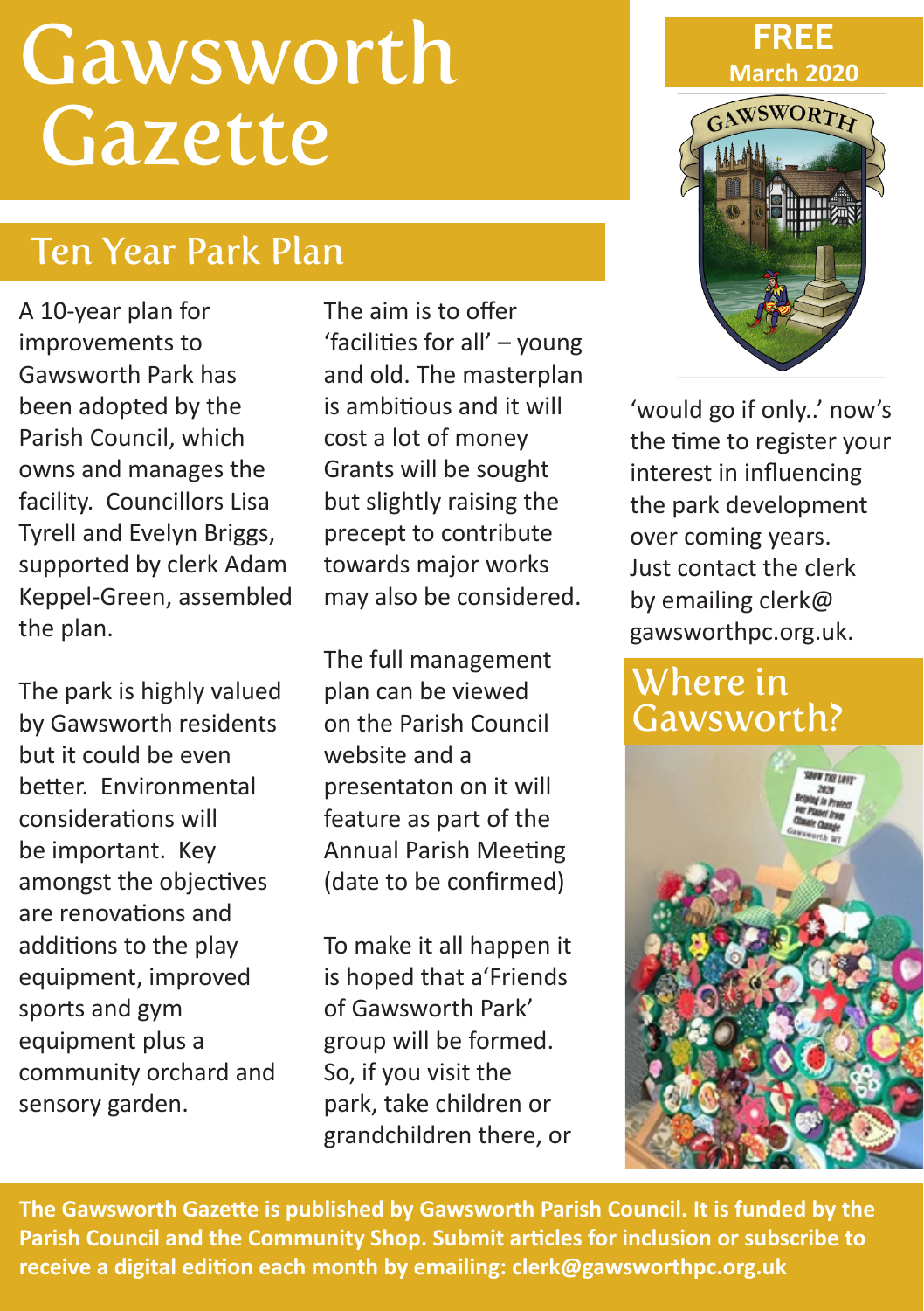# Gawsworth Gazette

**FREE**
**March 2020**

## Ten Year Park Plan

A 10-year plan for improvements to Gawsworth Park has been adopted by the Parish Council, which owns and manages the facility. Councillors Lisa Tyrell and Evelyn Briggs, supported by clerk Adam Keppel-Green, assembled the plan.

The park is highly valued by Gawsworth residents but it could be even better. Environmental considerations will be important. Key amongst the objectives are renovations and additions to the play equipment, improved sports and gym equipment plus a community orchard and sensory garden.

The aim is to offer 'facilities for all' – young and old. The masterplan is ambitious and it will cost a lot of money Grants will be sought but slightly raising the precept to contribute towards major works may also be considered.

The full management plan can be viewed on the Parish Council website and a presentaton on it will feature as part of the Annual Parish Meeting (date to be confirmed)

To make it all happen it is hoped that a'Friends of Gawsworth Park' group will be formed. So, if you visit the park, take children or grandchildren there, or 'would go if only..' now's the time to register your interest in influencing the park development over coming years. Just contact the clerk by emailing clerk@gawsworthpc.org.uk.

## Where in Gawsworth?

**The Gawsworth Gazette is published by Gawsworth Parish Council. It is funded by the Parish Council and the Community Shop. Submit articles for inclusion or subscribe to receive a digital edition each month by emailing: clerk@gawsworthpc.org.uk**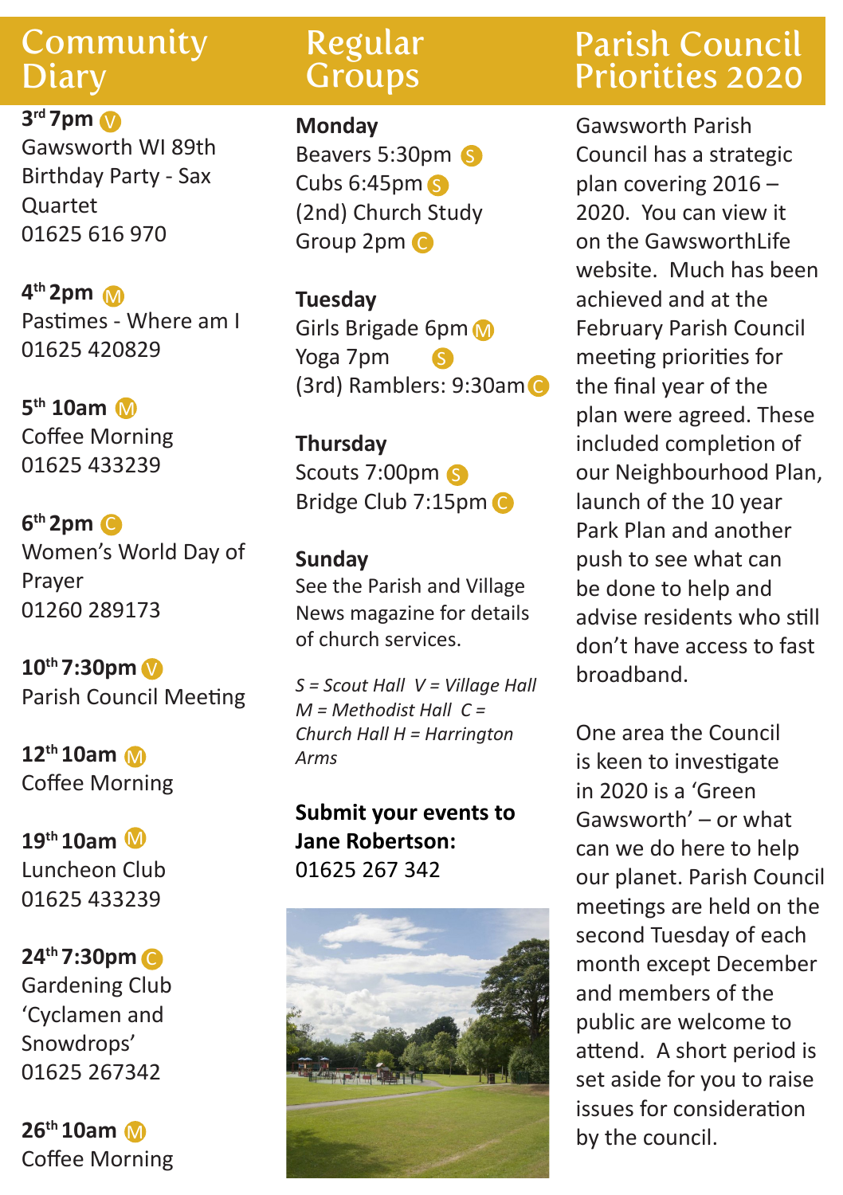## Community Diary

**3rd 7pm** V
Gawsworth WI 89th Birthday Party - Sax Quartet
01625 616 970

**4th 2pm** M
Pastimes - Where am I
01625 420829

**5th 10am** M
Coffee Morning
01625 433239

**6th 2pm** C
Women's World Day of Prayer
01260 289173

**10th 7:30pm** V
Parish Council Meeting

**12th 10am** M
Coffee Morning

**19th 10am** M
Luncheon Club
01625 433239

**24th 7:30pm** C
Gardening Club 'Cyclamen and Snowdrops'
01625 267342

**26th 10am** M
Coffee Morning

## Regular Groups

**Monday**
Beavers 5:30pm S
Cubs 6:45pm S
(2nd) Church Study Group 2pm C

**Tuesday**
Girls Brigade 6pm M
Yoga 7pm S
(3rd) Ramblers: 9:30am C

**Thursday**
Scouts 7:00pm S
Bridge Club 7:15pm C

**Sunday**
See the Parish and Village News magazine for details of church services.

*S = Scout Hall V = Village Hall M = Methodist Hall C = Church Hall H = Harrington Arms*

**Submit your events to Jane Robertson:**
01625 267 342

## Parish Council Priorities 2020

Gawsworth Parish Council has a strategic plan covering 2016 – 2020. You can view it on the GawsworthLife website. Much has been achieved and at the February Parish Council meeting priorities for the final year of the plan were agreed. These included completion of our Neighbourhood Plan, launch of the 10 year Park Plan and another push to see what can be done to help and advise residents who still don't have access to fast broadband.

One area the Council is keen to investigate in 2020 is a 'Green Gawsworth' – or what can we do here to help our planet. Parish Council meetings are held on the second Tuesday of each month except December and members of the public are welcome to attend. A short period is set aside for you to raise issues for consideration by the council.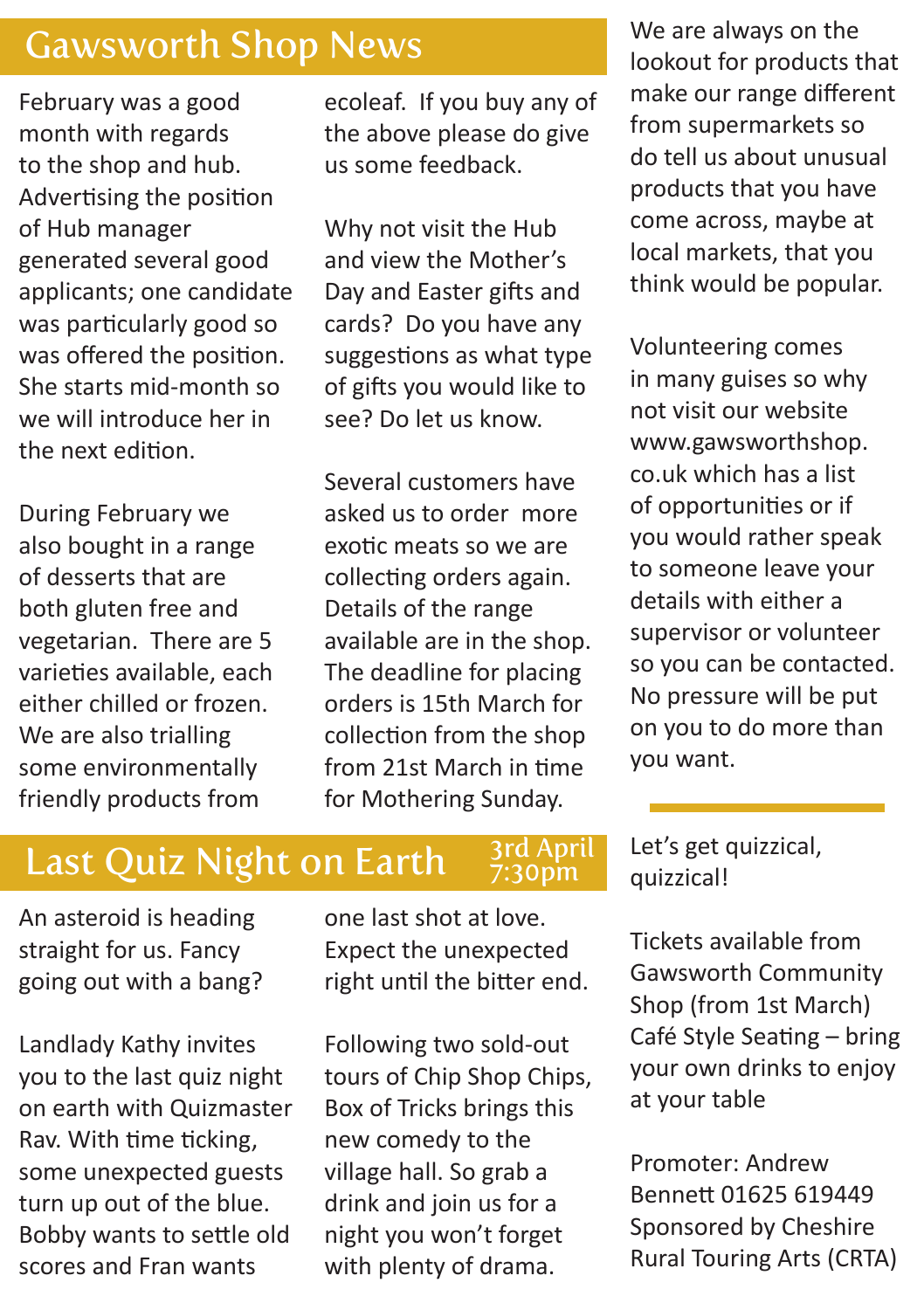# Gawsworth Shop News

February was a good month with regards to the shop and hub. Advertising the position of Hub manager generated several good applicants; one candidate was particularly good so was offered the position. She starts mid-month so we will introduce her in the next edition.

During February we also bought in a range of desserts that are both gluten free and vegetarian. There are 5 varieties available, each either chilled or frozen. We are also trialling some environmentally friendly products from ecoleaf. If you buy any of the above please do give us some feedback.

Why not visit the Hub and view the Mother's Day and Easter gifts and cards? Do you have any suggestions as what type of gifts you would like to see? Do let us know.

Several customers have asked us to order more exotic meats so we are collecting orders again. Details of the range available are in the shop. The deadline for placing orders is 15th March for collection from the shop from 21st March in time for Mothering Sunday.

We are always on the lookout for products that make our range different from supermarkets so do tell us about unusual products that you have come across, maybe at local markets, that you think would be popular.

Volunteering comes in many guises so why not visit our website www.gawsworthshop.co.uk which has a list of opportunities or if you would rather speak to someone leave your details with either a supervisor or volunteer so you can be contacted. No pressure will be put on you to do more than you want.

# Last Quiz Night on Earth

3rd April 7:30pm

An asteroid is heading straight for us. Fancy going out with a bang?

Landlady Kathy invites you to the last quiz night on earth with Quizmaster Rav. With time ticking, some unexpected guests turn up out of the blue. Bobby wants to settle old scores and Fran wants one last shot at love. Expect the unexpected right until the bitter end.

Following two sold-out tours of Chip Shop Chips, Box of Tricks brings this new comedy to the village hall. So grab a drink and join us for a night you won't forget with plenty of drama.

Let's get quizzical, quizzical!

Tickets available from Gawsworth Community Shop (from 1st March) Café Style Seating – bring your own drinks to enjoy at your table

Promoter: Andrew Bennett 01625 619449
Sponsored by Cheshire Rural Touring Arts (CRTA)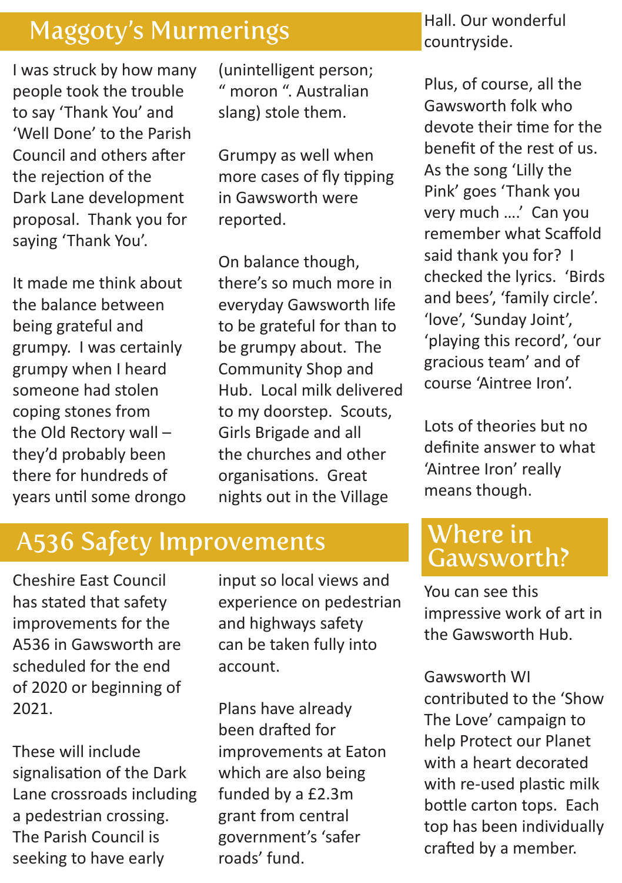## Maggoty's Murmerings

I was struck by how many people took the trouble to say 'Thank You' and 'Well Done' to the Parish Council and others after the rejection of the Dark Lane development proposal. Thank you for saying 'Thank You'.

It made me think about the balance between being grateful and grumpy. I was certainly grumpy when I heard someone had stolen coping stones from the Old Rectory wall – they'd probably been there for hundreds of years until some drongo (unintelligent person; " moron ". Australian slang) stole them.

Grumpy as well when more cases of fly tipping in Gawsworth were reported.

On balance though, there's so much more in everyday Gawsworth life to be grateful for than to be grumpy about. The Community Shop and Hub. Local milk delivered to my doorstep. Scouts, Girls Brigade and all the churches and other organisations. Great nights out in the Village Hall. Our wonderful countryside.

Plus, of course, all the Gawsworth folk who devote their time for the benefit of the rest of us. As the song 'Lilly the Pink' goes 'Thank you very much ….' Can you remember what Scaffold said thank you for? I checked the lyrics. 'Birds and bees', 'family circle'. 'love', 'Sunday Joint', 'playing this record', 'our gracious team' and of course 'Aintree Iron'.

Lots of theories but no definite answer to what 'Aintree Iron' really means though.

## A536 Safety Improvements

Cheshire East Council has stated that safety improvements for the A536 in Gawsworth are scheduled for the end of 2020 or beginning of 2021.

These will include signalisation of the Dark Lane crossroads including a pedestrian crossing. The Parish Council is seeking to have early input so local views and experience on pedestrian and highways safety can be taken fully into account.

Plans have already been drafted for improvements at Eaton which are also being funded by a £2.3m grant from central government's 'safer roads' fund.

## Where in Gawsworth?

You can see this impressive work of art in the Gawsworth Hub.

Gawsworth WI contributed to the 'Show The Love' campaign to help Protect our Planet with a heart decorated with re-used plastic milk bottle carton tops. Each top has been individually crafted by a member.